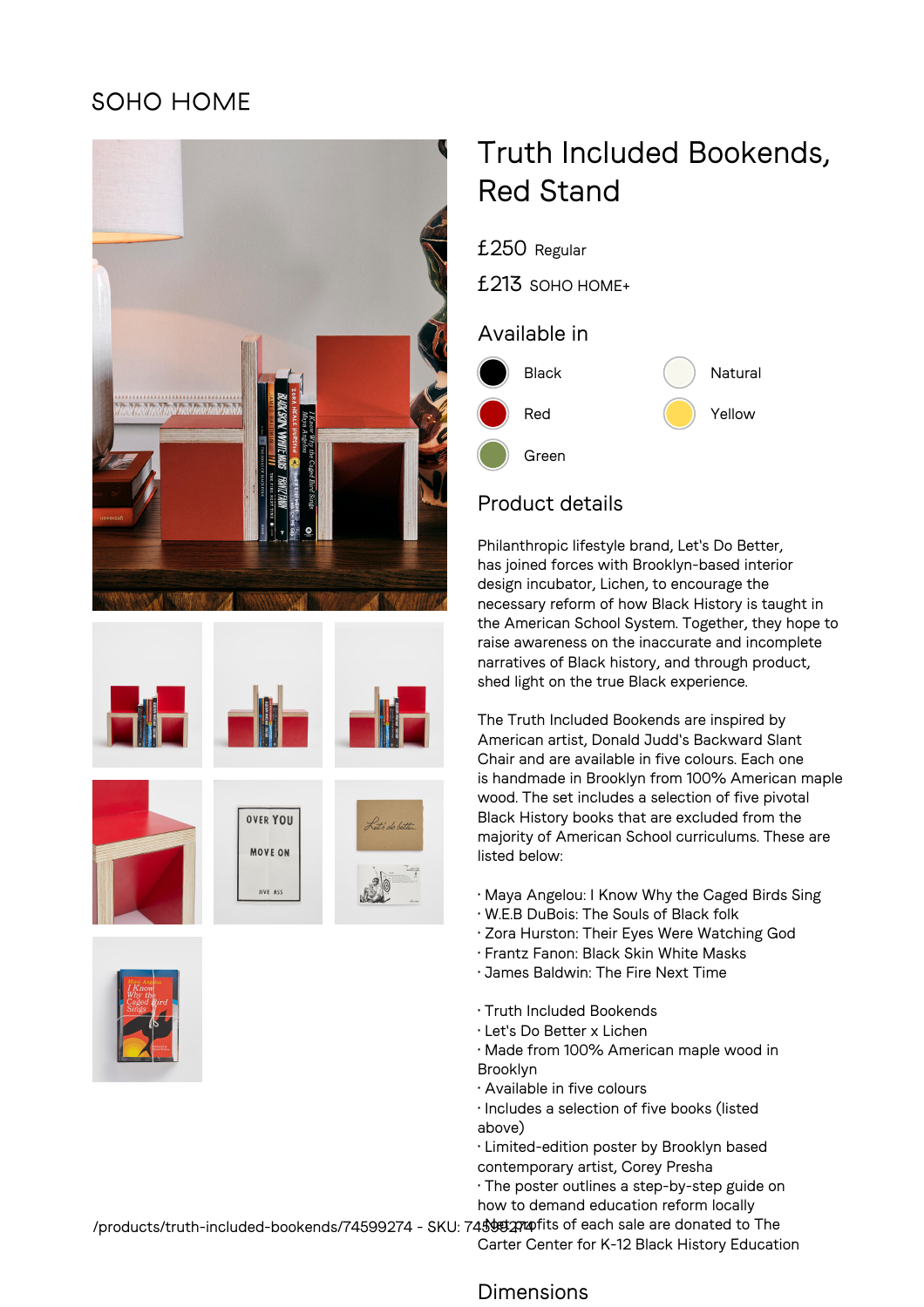SOHO HOME

# Truth Included Bookends, Red Stand

£250 Regular

£213 SOHO HOME+

## Available in

- Black
- Natural
- Red
- Yellow
- Green

## Product details

Philanthropic lifestyle brand, Let's Do Better, has joined forces with Brooklyn-based interior design incubator, Lichen, to encourage the necessary reform of how Black History is taught in the American School System. Together, they hope to raise awareness on the inaccurate and incomplete narratives of Black history, and through product, shed light on the true Black experience.

The Truth Included Bookends are inspired by American artist, Donald Judd's Backward Slant Chair and are available in five colours. Each one is handmade in Brooklyn from 100% American maple wood. The set includes a selection of five pivotal Black History books that are excluded from the majority of American School curriculums. These are listed below:

· Maya Angelou: I Know Why the Caged Birds Sing
· W.E.B DuBois: The Souls of Black folk
· Zora Hurston: Their Eyes Were Watching God
· Frantz Fanon: Black Skin White Masks
· James Baldwin: The Fire Next Time

· Truth Included Bookends
· Let's Do Better x Lichen
· Made from 100% American maple wood in Brooklyn
· Available in five colours
· Includes a selection of five books (listed above)
· Limited-edition poster by Brooklyn based contemporary artist, Corey Presha
· The poster outlines a step-by-step guide on how to demand education reform locally
· Net profits of each sale are donated to The Carter Center for K-12 Black History Education

## Dimensions

/products/truth-included-bookends/74599274 - SKU: 74599274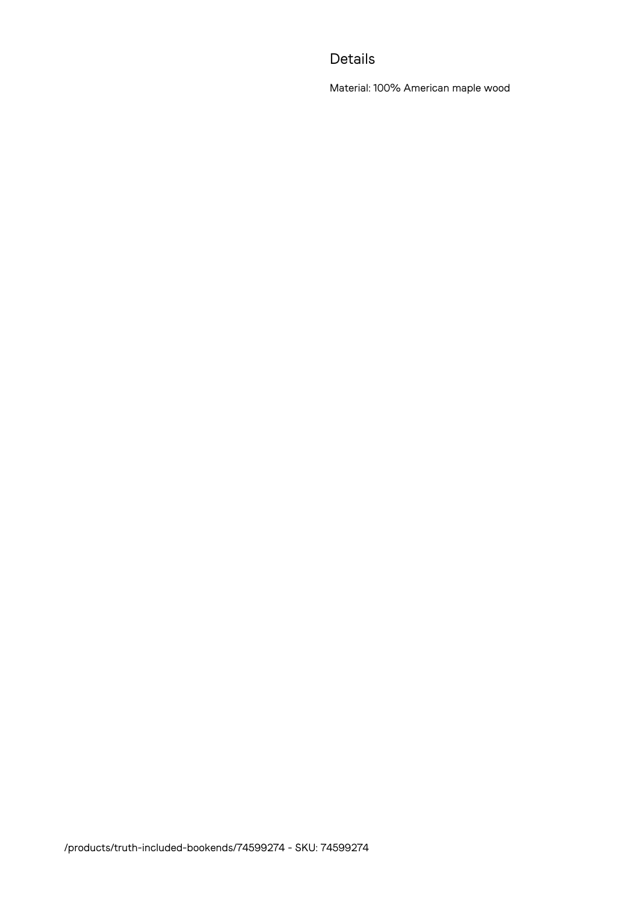## Details

Material: 100% American maple wood